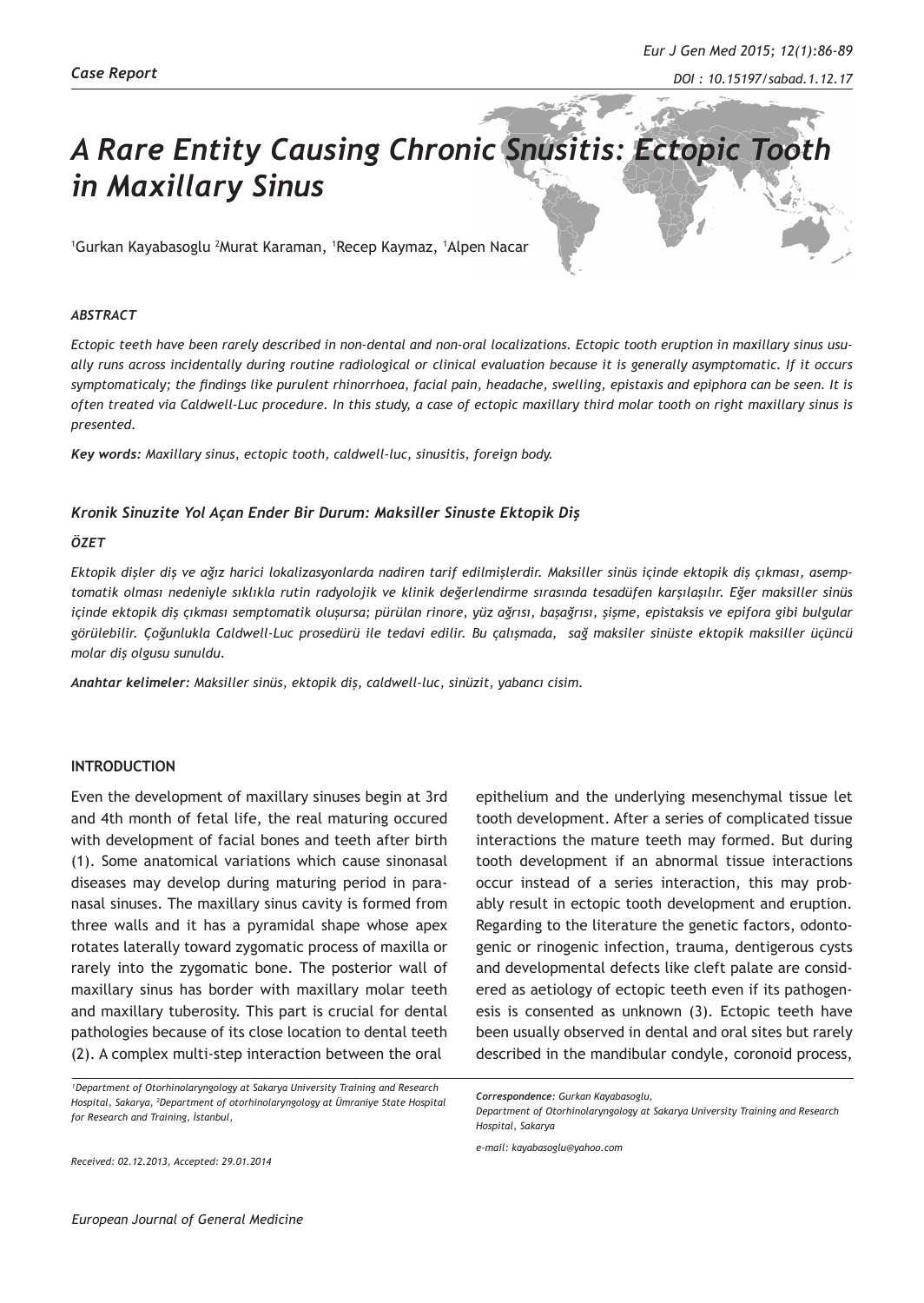*Case Report*

# *A Rare Entity Causing Chronic Snusitis: Ectopic Tooth in Maxillary Sinus*

[1]Gurkan Kayabasoglu [2]Murat Karaman, [1]Recep Kaymaz, [1]Alpen Nacar

***ABSTRACT***

*Ectopic teeth have been rarely described in non-dental and non-oral localizations. Ectopic tooth eruption in maxillary sinus usually runs across incidentally during routine radiological or clinical evaluation because it is generally asymptomatic. If it occurs symptomaticaly; the findings like purulent rhinorrhoea, facial pain, headache, swelling, epistaxis and epiphora can be seen. It is often treated via Caldwell-Luc procedure. In this study, a case of ectopic maxillary third molar tooth on right maxillary sinus is presented.*

***Key words:*** *Maxillary sinus, ectopic tooth, caldwell-luc, sinusitis, foreign body.*

***Kronik Sinuzite Yol Açan Ender Bir Durum: Maksiller Sinuste Ektopik Diş***

***ÖZET***

*Ektopik dişler diş ve ağız harici lokalizasyonlarda nadiren tarif edilmişlerdir. Maksiller sinüs içinde ektopik diş çıkması, asemptomatik olması nedeniyle sıklıkla rutin radyolojik ve klinik değerlendirme sırasında tesadüfen karşılaşılır. Eğer maksiller sinüs içinde ektopik diş çıkması semptomatik oluşursa; pürülan rinore, yüz ağrısı, başağrısı, şişme, epistaksis ve epifora gibi bulgular görülebilir. Çoğunlukla Caldwell-Luc prosedürü ile tedavi edilir. Bu çalışmada, sağ maksiller sinüste ektopik maksiller üçüncü molar diş olgusu sunuldu.*

***Anahtar kelimeler:*** *Maksiller sinüs, ektopik diş, caldwell-luc, sinüzit, yabancı cisim.*

## INTRODUCTION

Even the development of maxillary sinuses begin at 3rd and 4th month of fetal life, the real maturing occured with development of facial bones and teeth after birth (1). Some anatomical variations which cause sinonasal diseases may develop during maturing period in paranasal sinuses. The maxillary sinus cavity is formed from three walls and it has a pyramidal shape whose apex rotates laterally toward zygomatic process of maxilla or rarely into the zygomatic bone. The posterior wall of maxillary sinus has border with maxillary molar teeth and maxillary tuberosity. This part is crucial for dental pathologies because of its close location to dental teeth (2). A complex multi-step interaction between the oral epithelium and the underlying mesenchymal tissue let tooth development. After a series of complicated tissue interactions the mature teeth may formed. But during tooth development if an abnormal tissue interactions occur instead of a series interaction, this may probably result in ectopic tooth development and eruption. Regarding to the literature the genetic factors, odontogenic or rinogenic infection, trauma, dentigerous cysts and developmental defects like cleft palate are considered as aetiology of ectopic teeth even if its pathogenesis is consented as unknown (3). Ectopic teeth have been usually observed in dental and oral sites but rarely described in the mandibular condyle, coronoid process,

*[1]Department of Otorhinolaryngology at Sakarya University Training and Research Hospital, Sakarya, [2]Department of otorhinolaryngology at Ümraniye State Hospital for Research and Training, İstanbul,*

*Received: 02.12.2013, Accepted: 29.01.2014*

***Correspondence:*** *Gurkan Kayabasoglu,*
*Department of Otorhinolaryngology at Sakarya University Training and Research Hospital, Sakarya*

*e-mail: kayabasoglu@yahoo.com*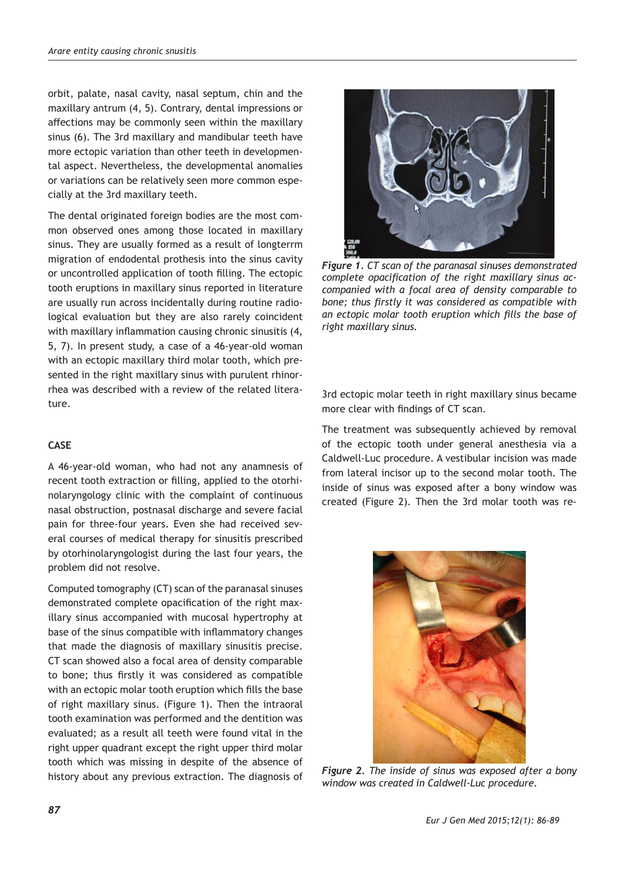orbit, palate, nasal cavity, nasal septum, chin and the maxillary antrum (4, 5). Contrary, dental impressions or affections may be commonly seen within the maxillary sinus (6). The 3rd maxillary and mandibular teeth have more ectopic variation than other teeth in developmental aspect. Nevertheless, the developmental anomalies or variations can be relatively seen more common especially at the 3rd maxillary teeth.

The dental originated foreign bodies are the most common observed ones among those located in maxillary sinus. They are usually formed as a result of longterrm migration of endodental prothesis into the sinus cavity or uncontrolled application of tooth filling. The ectopic tooth eruptions in maxillary sinus reported in literature are usually run across incidentally during routine radiological evaluation but they are also rarely coincident with maxillary inflammation causing chronic sinusitis (4, 5, 7). In present study, a case of a 46-year-old woman with an ectopic maxillary third molar tooth, which presented in the right maxillary sinus with purulent rhinorrhea was described with a review of the related literature.

## CASE

A 46-year-old woman, who had not any anamnesis of recent tooth extraction or filling, applied to the otorhinolaryngology clinic with the complaint of continuous nasal obstruction, postnasal discharge and severe facial pain for three-four years. Even she had received several courses of medical therapy for sinusitis prescribed by otorhinolaryngologist during the last four years, the problem did not resolve.

Computed tomography (CT) scan of the paranasal sinuses demonstrated complete opacification of the right maxillary sinus accompanied with mucosal hypertrophy at base of the sinus compatible with inflammatory changes that made the diagnosis of maxillary sinusitis precise. CT scan showed also a focal area of density comparable to bone; thus firstly it was considered as compatible with an ectopic molar tooth eruption which fills the base of right maxillary sinus. (Figure 1). Then the intraoral tooth examination was performed and the dentition was evaluated; as a result all teeth were found vital in the right upper quadrant except the right upper third molar tooth which was missing in despite of the absence of history about any previous extraction. The diagnosis of 3rd ectopic molar teeth in right maxillary sinus became more clear with findings of CT scan.

*Figure 1. CT scan of the paranasal sinuses demonstrated complete opacification of the right maxillary sinus accompanied with a focal area of density comparable to bone; thus firstly it was considered as compatible with an ectopic molar tooth eruption which fills the base of right maxillary sinus.*

The treatment was subsequently achieved by removal of the ectopic tooth under general anesthesia via a Caldwell-Luc procedure. A vestibular incision was made from lateral incisor up to the second molar tooth. The inside of sinus was exposed after a bony window was created (Figure 2). Then the 3rd molar tooth was re-

*Figure 2. The inside of sinus was exposed after a bony window was created in Caldwell-Luc procedure.*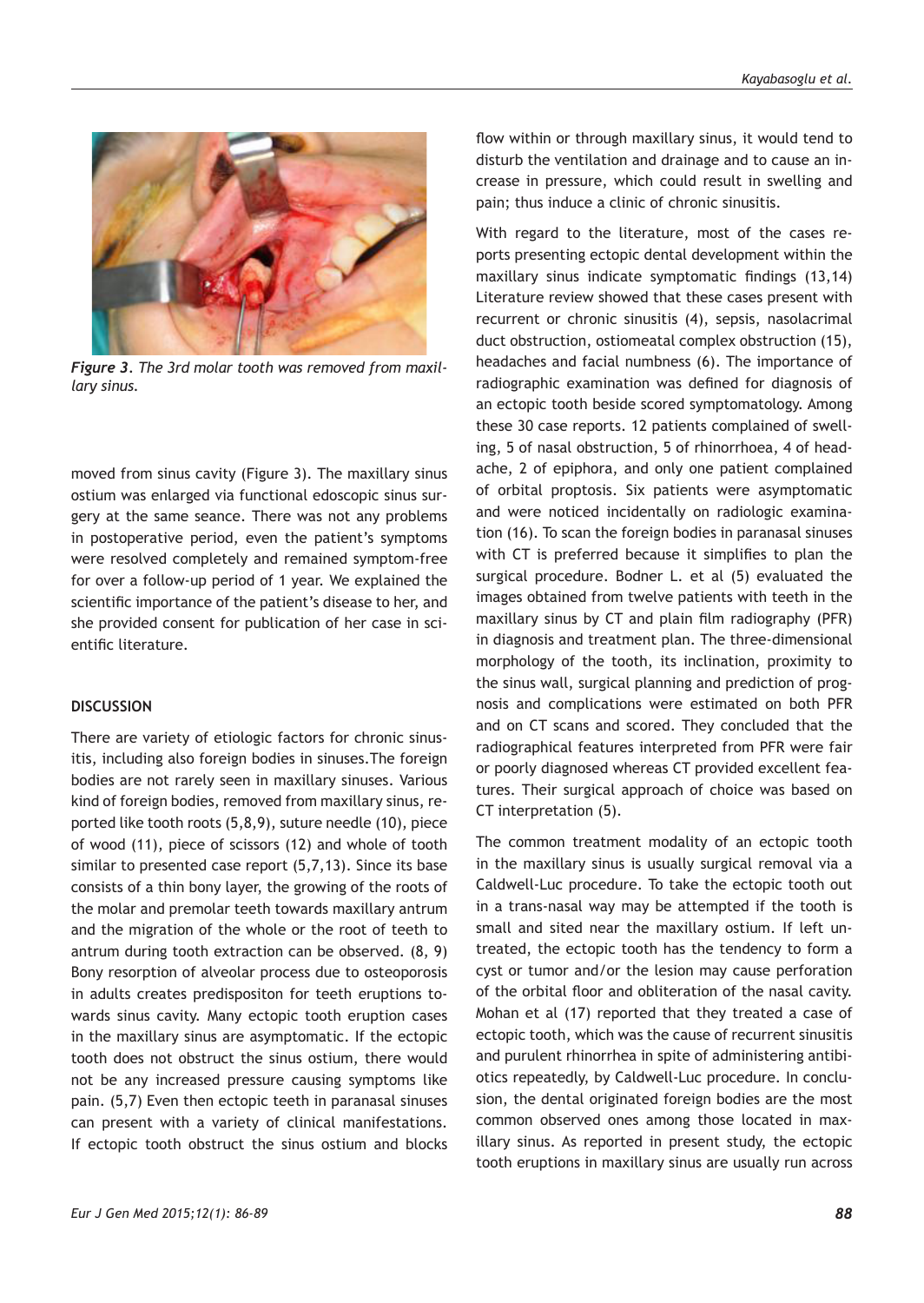*Figure 3. The 3rd molar tooth was removed from maxillary sinus.*

moved from sinus cavity (Figure 3). The maxillary sinus ostium was enlarged via functional edoscopic sinus surgery at the same seance. There was not any problems in postoperative period, even the patient's symptoms were resolved completely and remained symptom-free for over a follow-up period of 1 year. We explained the scientific importance of the patient's disease to her, and she provided consent for publication of her case in scientific literature.

## DISCUSSION

There are variety of etiologic factors for chronic sinusitis, including also foreign bodies in sinuses.The foreign bodies are not rarely seen in maxillary sinuses. Various kind of foreign bodies, removed from maxillary sinus, reported like tooth roots (5,8,9), suture needle (10), piece of wood (11), piece of scissors (12) and whole of tooth similar to presented case report (5,7,13). Since its base consists of a thin bony layer, the growing of the roots of the molar and premolar teeth towards maxillary antrum and the migration of the whole or the root of teeth to antrum during tooth extraction can be observed. (8, 9) Bony resorption of alveolar process due to osteoporosis in adults creates predispositon for teeth eruptions towards sinus cavity. Many ectopic tooth eruption cases in the maxillary sinus are asymptomatic. If the ectopic tooth does not obstruct the sinus ostium, there would not be any increased pressure causing symptoms like pain. (5,7) Even then ectopic teeth in paranasal sinuses can present with a variety of clinical manifestations. If ectopic tooth obstruct the sinus ostium and blocks flow within or through maxillary sinus, it would tend to disturb the ventilation and drainage and to cause an increase in pressure, which could result in swelling and pain; thus induce a clinic of chronic sinusitis.

With regard to the literature, most of the cases reports presenting ectopic dental development within the maxillary sinus indicate symptomatic findings (13,14) Literature review showed that these cases present with recurrent or chronic sinusitis (4), sepsis, nasolacrimal duct obstruction, ostiomeatal complex obstruction (15), headaches and facial numbness (6). The importance of radiographic examination was defined for diagnosis of an ectopic tooth beside scored symptomatology. Among these 30 case reports. 12 patients complained of swelling, 5 of nasal obstruction, 5 of rhinorrhoea, 4 of headache, 2 of epiphora, and only one patient complained of orbital proptosis. Six patients were asymptomatic and were noticed incidentally on radiologic examination (16). To scan the foreign bodies in paranasal sinuses with CT is preferred because it simplifies to plan the surgical procedure. Bodner L. et al (5) evaluated the images obtained from twelve patients with teeth in the maxillary sinus by CT and plain film radiography (PFR) in diagnosis and treatment plan. The three-dimensional morphology of the tooth, its inclination, proximity to the sinus wall, surgical planning and prediction of prognosis and complications were estimated on both PFR and on CT scans and scored. They concluded that the radiographical features interpreted from PFR were fair or poorly diagnosed whereas CT provided excellent features. Their surgical approach of choice was based on CT interpretation (5).

The common treatment modality of an ectopic tooth in the maxillary sinus is usually surgical removal via a Caldwell-Luc procedure. To take the ectopic tooth out in a trans-nasal way may be attempted if the tooth is small and sited near the maxillary ostium. If left untreated, the ectopic tooth has the tendency to form a cyst or tumor and/or the lesion may cause perforation of the orbital floor and obliteration of the nasal cavity. Mohan et al (17) reported that they treated a case of ectopic tooth, which was the cause of recurrent sinusitis and purulent rhinorrhea in spite of administering antibiotics repeatedly, by Caldwell-Luc procedure. In conclusion, the dental originated foreign bodies are the most common observed ones among those located in maxillary sinus. As reported in present study, the ectopic tooth eruptions in maxillary sinus are usually run across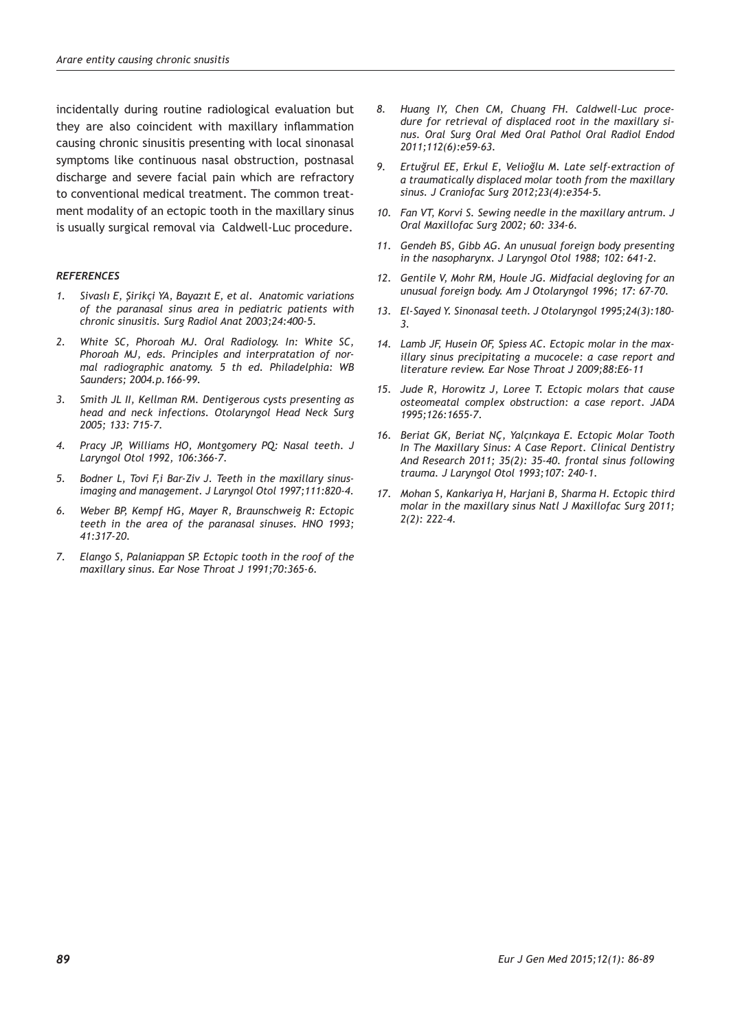incidentally during routine radiological evaluation but they are also coincident with maxillary inflammation causing chronic sinusitis presenting with local sinonasal symptoms like continuous nasal obstruction, postnasal discharge and severe facial pain which are refractory to conventional medical treatment. The common treatment modality of an ectopic tooth in the maxillary sinus is usually surgical removal via Caldwell-Luc procedure.

### *REFERENCES*

1. *Sivaslı E, Şirikçi YA, Bayazıt E, et al. Anatomic variations of the paranasal sinus area in pediatric patients with chronic sinusitis. Surg Radiol Anat 2003;24:400-5.*
2. *White SC, Phoroah MJ. Oral Radiology. In: White SC, Phoroah MJ, eds. Principles and interpratation of normal radiographic anatomy. 5 th ed. Philadelphia: WB Saunders; 2004.p.166-99.*
3. *Smith JL II, Kellman RM. Dentigerous cysts presenting as head and neck infections. Otolaryngol Head Neck Surg 2005; 133: 715-7.*
4. *Pracy JP, Williams HO, Montgomery PQ: Nasal teeth. J Laryngol Otol 1992, 106:366-7.*
5. *Bodner L, Tovi F,i Bar-Ziv J. Teeth in the maxillary sinus-imaging and management. J Laryngol Otol 1997;111:820-4.*
6. *Weber BP, Kempf HG, Mayer R, Braunschweig R: Ectopic teeth in the area of the paranasal sinuses. HNO 1993; 41:317-20.*
7. *Elango S, Palaniappan SP. Ectopic tooth in the roof of the maxillary sinus. Ear Nose Throat J 1991;70:365-6.*
8. *Huang IY, Chen CM, Chuang FH. Caldwell-Luc procedure for retrieval of displaced root in the maxillary sinus. Oral Surg Oral Med Oral Pathol Oral Radiol Endod 2011;112(6):e59-63.*
9. *Ertuğrul EE, Erkul E, Velioğlu M. Late self-extraction of a traumatically displaced molar tooth from the maxillary sinus. J Craniofac Surg 2012;23(4):e354-5.*
10. *Fan VT, Korvi S. Sewing needle in the maxillary antrum. J Oral Maxillofac Surg 2002; 60: 334-6.*
11. *Gendeh BS, Gibb AG. An unusual foreign body presenting in the nasopharynx. J Laryngol Otol 1988; 102: 641-2.*
12. *Gentile V, Mohr RM, Houle JG. Midfacial degloving for an unusual foreign body. Am J Otolaryngol 1996; 17: 67-70.*
13. *El-Sayed Y. Sinonasal teeth. J Otolaryngol 1995;24(3):180-3.*
14. *Lamb JF, Husein OF, Spiess AC. Ectopic molar in the maxillary sinus precipitating a mucocele: a case report and literature review. Ear Nose Throat J 2009;88:E6-11*
15. *Jude R, Horowitz J, Loree T. Ectopic molars that cause osteomeatal complex obstruction: a case report. JADA 1995;126:1655-7.*
16. *Beriat GK, Beriat NÇ, Yalçınkaya E. Ectopic Molar Tooth In The Maxillary Sinus: A Case Report. Clinical Dentistry And Research 2011; 35(2): 35-40. frontal sinus following trauma. J Laryngol Otol 1993;107: 240-1.*
17. *Mohan S, Kankariya H, Harjani B, Sharma H. Ectopic third molar in the maxillary sinus Natl J Maxillofac Surg 2011; 2(2): 222–4.*